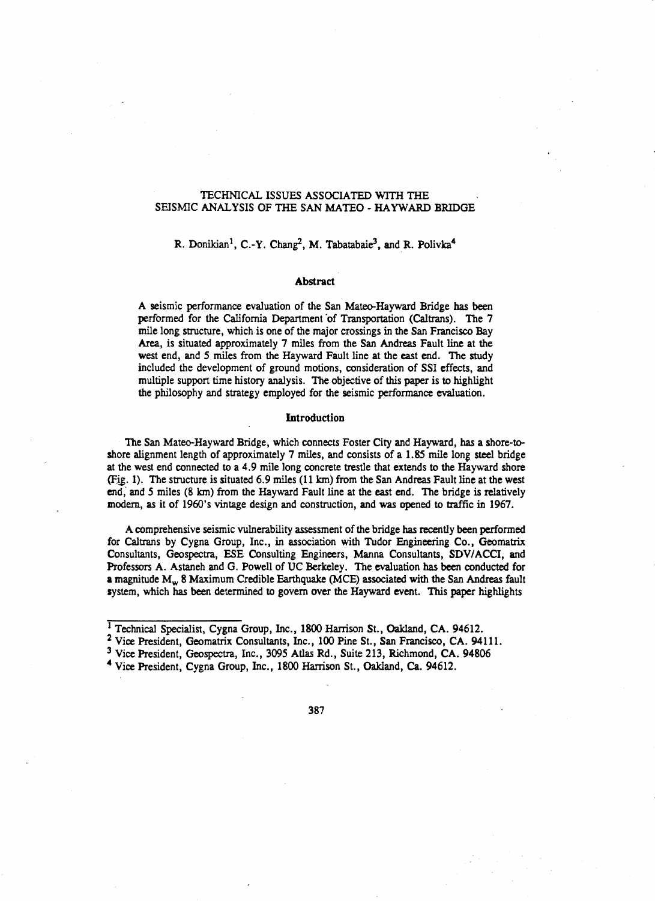# TECHNICAL ISSUES ASSOCIATED WITH THE SEISMIC ANALYSIS OF THE SAN MATEO - HAYWARD BRIDGE

R. Donikian[1], C.-Y. Chang[2], M. Tabatabaie[3], and R. Polivka[4]

## Abstract

A seismic performance evaluation of the San Mateo-Hayward Bridge has been performed for the California Department of Transportation (Caltrans). The 7 mile long structure, which is one of the major crossings in the San Francisco Bay Area, is situated approximately 7 miles from the San Andreas Fault line at the west end, and 5 miles from the Hayward Fault line at the east end. The study included the development of ground motions, consideration of SSI effects, and multiple support time history analysis. The objective of this paper is to highlight the philosophy and strategy employed for the seismic performance evaluation.

## Introduction

The San Mateo-Hayward Bridge, which connects Foster City and Hayward, has a shore-to-shore alignment length of approximately 7 miles, and consists of a 1.85 mile long steel bridge at the west end connected to a 4.9 mile long concrete trestle that extends to the Hayward shore (Fig. 1). The structure is situated 6.9 miles (11 km) from the San Andreas Fault line at the west end, and 5 miles (8 km) from the Hayward Fault line at the east end. The bridge is relatively modern, as it of 1960's vintage design and construction, and was opened to traffic in 1967.

A comprehensive seismic vulnerability assessment of the bridge has recently been performed for Caltrans by Cygna Group, Inc., in association with Tudor Engineering Co., Geomatrix Consultants, Geospectra, ESE Consulting Engineers, Manna Consultants, SDV/ACCI, and Professors A. Astaneh and G. Powell of UC Berkeley. The evaluation has been conducted for a magnitude $M_w$ 8 Maximum Credible Earthquake (MCE) associated with the San Andreas fault system, which has been determined to govern over the Hayward event. This paper highlights

---

[1] Technical Specialist, Cygna Group, Inc., 1800 Harrison St., Oakland, CA. 94612.

[2] Vice President, Geomatrix Consultants, Inc., 100 Pine St., San Francisco, CA. 94111.

[3] Vice President, Geospectra, Inc., 3095 Atlas Rd., Suite 213, Richmond, CA. 94806

[4] Vice President, Cygna Group, Inc., 1800 Harrison St., Oakland, Ca. 94612.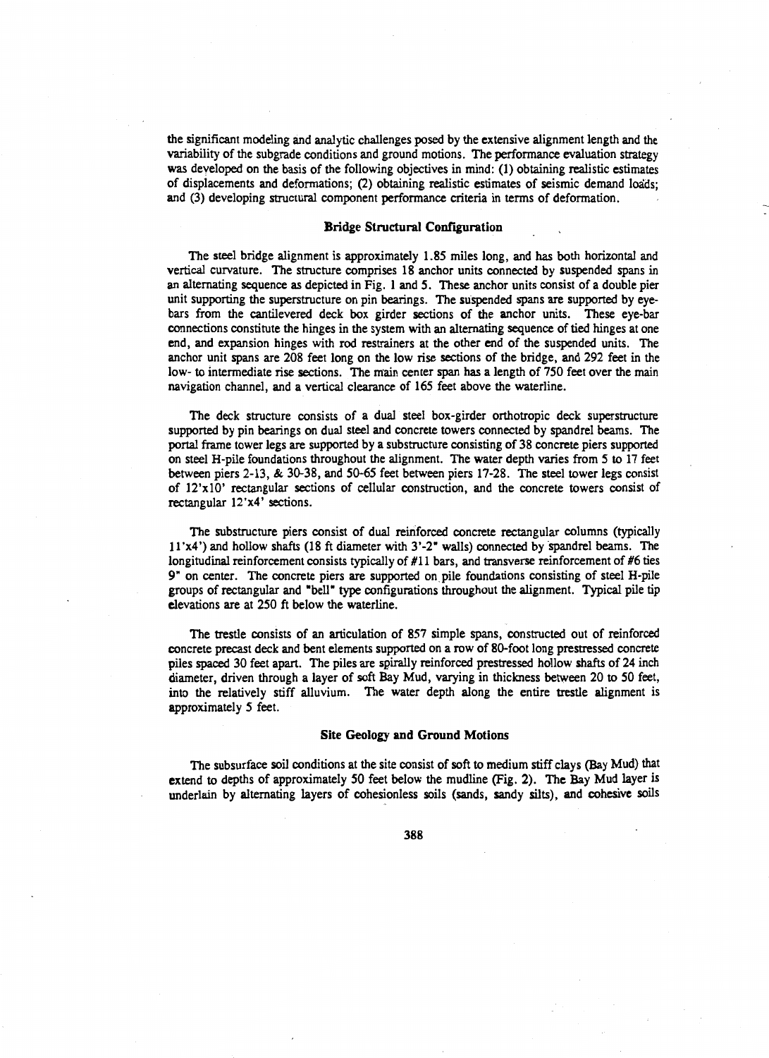the significant modeling and analytic challenges posed by the extensive alignment length and the variability of the subgrade conditions and ground motions. The performance evaluation strategy was developed on the basis of the following objectives in mind: (1) obtaining realistic estimates of displacements and deformations; (2) obtaining realistic estimates of seismic demand loads; and (3) developing structural component performance criteria in terms of deformation.

## Bridge Structural Configuration

The steel bridge alignment is approximately 1.85 miles long, and has both horizontal and vertical curvature. The structure comprises 18 anchor units connected by suspended spans in an alternating sequence as depicted in Fig. 1 and 5. These anchor units consist of a double pier unit supporting the superstructure on pin bearings. The suspended spans are supported by eye-bars from the cantilevered deck box girder sections of the anchor units. These eye-bar connections constitute the hinges in the system with an alternating sequence of tied hinges at one end, and expansion hinges with rod restrainers at the other end of the suspended units. The anchor unit spans are 208 feet long on the low rise sections of the bridge, and 292 feet in the low- to intermediate rise sections. The main center span has a length of 750 feet over the main navigation channel, and a vertical clearance of 165 feet above the waterline.

The deck structure consists of a dual steel box-girder orthotropic deck superstructure supported by pin bearings on dual steel and concrete towers connected by spandrel beams. The portal frame tower legs are supported by a substructure consisting of 38 concrete piers supported on steel H-pile foundations throughout the alignment. The water depth varies from 5 to 17 feet between piers 2-13, & 30-38, and 50-65 feet between piers 17-28. The steel tower legs consist of 12'x10' rectangular sections of cellular construction, and the concrete towers consist of rectangular 12'x4' sections.

The substructure piers consist of dual reinforced concrete rectangular columns (typically 11'x4') and hollow shafts (18 ft diameter with 3'-2" walls) connected by spandrel beams. The longitudinal reinforcement consists typically of #11 bars, and transverse reinforcement of #6 ties 9" on center. The concrete piers are supported on pile foundations consisting of steel H-pile groups of rectangular and "bell" type configurations throughout the alignment. Typical pile tip elevations are at 250 ft below the waterline.

The trestle consists of an articulation of 857 simple spans, constructed out of reinforced concrete precast deck and bent elements supported on a row of 80-foot long prestressed concrete piles spaced 30 feet apart. The piles are spirally reinforced prestressed hollow shafts of 24 inch diameter, driven through a layer of soft Bay Mud, varying in thickness between 20 to 50 feet, into the relatively stiff alluvium. The water depth along the entire trestle alignment is approximately 5 feet.

## Site Geology and Ground Motions

The subsurface soil conditions at the site consist of soft to medium stiff clays (Bay Mud) that extend to depths of approximately 50 feet below the mudline (Fig. 2). The Bay Mud layer is underlain by alternating layers of cohesionless soils (sands, sandy silts), and cohesive soils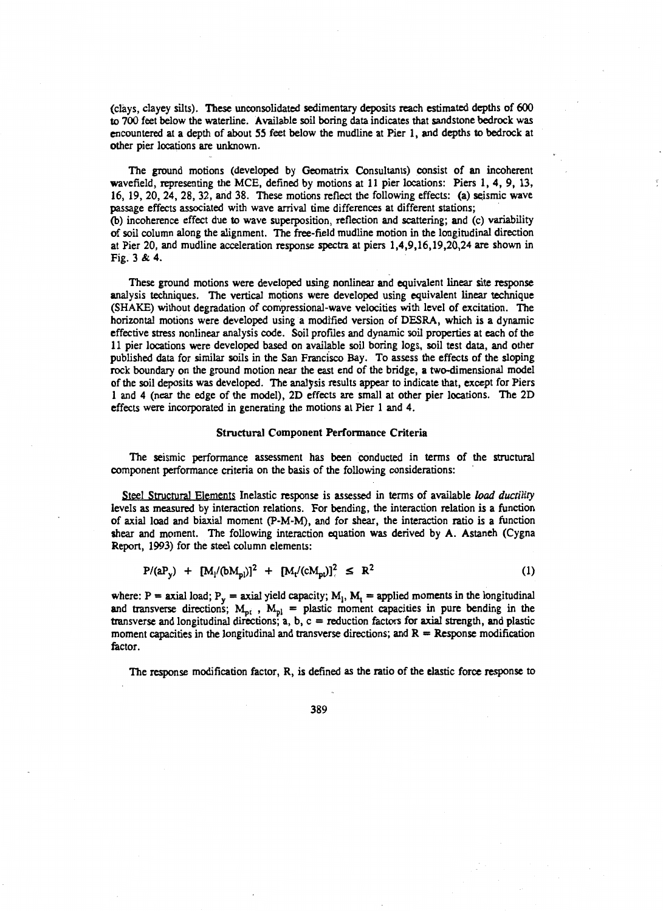(clays, clayey silts). These unconsolidated sedimentary deposits reach estimated depths of 600 to 700 feet below the waterline. Available soil boring data indicates that sandstone bedrock was encountered at a depth of about 55 feet below the mudline at Pier 1, and depths to bedrock at other pier locations are unknown.

The ground motions (developed by Geomatrix Consultants) consist of an incoherent wavefield, representing the MCE, defined by motions at 11 pier locations: Piers 1, 4, 9, 13, 16, 19, 20, 24, 28, 32, and 38. These motions reflect the following effects: (a) seismic wave passage effects associated with wave arrival time differences at different stations; (b) incoherence effect due to wave superposition, reflection and scattering; and (c) variability of soil column along the alignment. The free-field mudline motion in the longitudinal direction at Pier 20, and mudline acceleration response spectra at piers 1,4,9,16,19,20,24 are shown in Fig. 3 & 4.

These ground motions were developed using nonlinear and equivalent linear site response analysis techniques. The vertical motions were developed using equivalent linear technique (SHAKE) without degradation of compressional-wave velocities with level of excitation. The horizontal motions were developed using a modified version of DESRA, which is a dynamic effective stress nonlinear analysis code. Soil profiles and dynamic soil properties at each of the 11 pier locations were developed based on available soil boring logs, soil test data, and other published data for similar soils in the San Francisco Bay. To assess the effects of the sloping rock boundary on the ground motion near the east end of the bridge, a two-dimensional model of the soil deposits was developed. The analysis results appear to indicate that, except for Piers 1 and 4 (near the edge of the model), 2D effects are small at other pier locations. The 2D effects were incorporated in generating the motions at Pier 1 and 4.

## Structural Component Performance Criteria

The seismic performance assessment has been conducted in terms of the structural component performance criteria on the basis of the following considerations:

Steel Structural Elements Inelastic response is assessed in terms of available *load ductility* levels as measured by interaction relations. For bending, the interaction relation is a function of axial load and biaxial moment (P-M-M), and for shear, the interaction ratio is a function shear and moment. The following interaction equation was derived by A. Astaneh (Cygna Report, 1993) for the steel column elements:

$$P/(aP_y) + [M_l/(bM_{pl})]^2 + [M_t/(cM_{pt})]^2 \leq R^2 \tag{1}$$

where: $P$ = axial load; $P_y$ = axial yield capacity; $M_l$, $M_t$ = applied moments in the longitudinal and transverse directions; $M_{pt}$, $M_{pl}$ = plastic moment capacities in pure bending in the transverse and longitudinal directions; a, b, c = reduction factors for axial strength, and plastic moment capacities in the longitudinal and transverse directions; and $R$ = Response modification factor.

The response modification factor, R, is defined as the ratio of the elastic force response to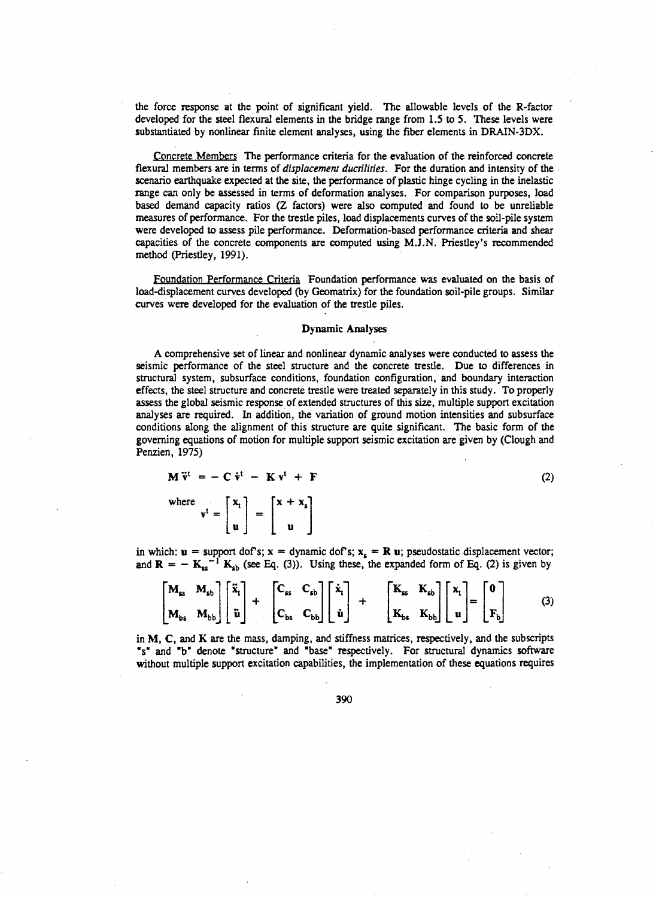the force response at the point of significant yield. The allowable levels of the R-factor developed for the steel flexural elements in the bridge range from 1.5 to 5. These levels were substantiated by nonlinear finite element analyses, using the fiber elements in DRAIN-3DX.

Concrete Members The performance criteria for the evaluation of the reinforced concrete flexural members are in terms of *displacement ductilities*. For the duration and intensity of the scenario earthquake expected at the site, the performance of plastic hinge cycling in the inelastic range can only be assessed in terms of deformation analyses. For comparison purposes, load based demand capacity ratios (Z factors) were also computed and found to be unreliable measures of performance. For the trestle piles, load displacements curves of the soil-pile system were developed to assess pile performance. Deformation-based performance criteria and shear capacities of the concrete components are computed using M.J.N. Priestley's recommended method (Priestley, 1991).

Foundation Performance Criteria Foundation performance was evaluated on the basis of load-displacement curves developed (by Geomatrix) for the foundation soil-pile groups. Similar curves were developed for the evaluation of the trestle piles.

## Dynamic Analyses

A comprehensive set of linear and nonlinear dynamic analyses were conducted to assess the seismic performance of the steel structure and the concrete trestle. Due to differences in structural system, subsurface conditions, foundation configuration, and boundary interaction effects, the steel structure and concrete trestle were treated separately in this study. To properly assess the global seismic response of extended structures of this size, multiple support excitation analyses are required. In addition, the variation of ground motion intensities and subsurface conditions along the alignment of this structure are quite significant. The basic form of the governing equations of motion for multiple support seismic excitation are given by (Clough and Penzien, 1975)

$$\mathbf{M}\,\ddot{\mathbf{v}}^t = -\,\mathbf{C}\,\dot{\mathbf{v}}^t - \mathbf{K}\,\mathbf{v}^t + \mathbf{F} \tag{2}$$

where
$$\mathbf{v}^t = \begin{bmatrix} \mathbf{x}_t \\ \mathbf{u} \end{bmatrix} = \begin{bmatrix} \mathbf{x} + \mathbf{x}_s \\ \mathbf{u} \end{bmatrix}$$

in which: $\mathbf{u}$ = support dof's; $\mathbf{x}$ = dynamic dof's; $\mathbf{x}_s = \mathbf{R}\,\mathbf{u}$; pseudostatic displacement vector; and $\mathbf{R} = -\,\mathbf{K}_{ss}^{-1}\,\mathbf{K}_{sb}$ (see Eq. (3)). Using these, the expanded form of Eq. (2) is given by

$$\begin{bmatrix} \mathbf{M}_{ss} & \mathbf{M}_{sb} \\ \mathbf{M}_{bs} & \mathbf{M}_{bb} \end{bmatrix} \begin{bmatrix} \ddot{\mathbf{x}}_t \\ \ddot{\mathbf{u}} \end{bmatrix} + \begin{bmatrix} \mathbf{C}_{ss} & \mathbf{C}_{sb} \\ \mathbf{C}_{bs} & \mathbf{C}_{bb} \end{bmatrix} \begin{bmatrix} \dot{\mathbf{x}}_t \\ \dot{\mathbf{u}} \end{bmatrix} + \begin{bmatrix} \mathbf{K}_{ss} & \mathbf{K}_{sb} \\ \mathbf{K}_{bs} & \mathbf{K}_{bb} \end{bmatrix} \begin{bmatrix} \mathbf{x}_t \\ \mathbf{u} \end{bmatrix} = \begin{bmatrix} \mathbf{0} \\ \mathbf{F}_b \end{bmatrix} \tag{3}$$

in $\mathbf{M}$, $\mathbf{C}$, and $\mathbf{K}$ are the mass, damping, and stiffness matrices, respectively, and the subscripts "s" and "b" denote "structure" and "base" respectively. For structural dynamics software without multiple support excitation capabilities, the implementation of these equations requires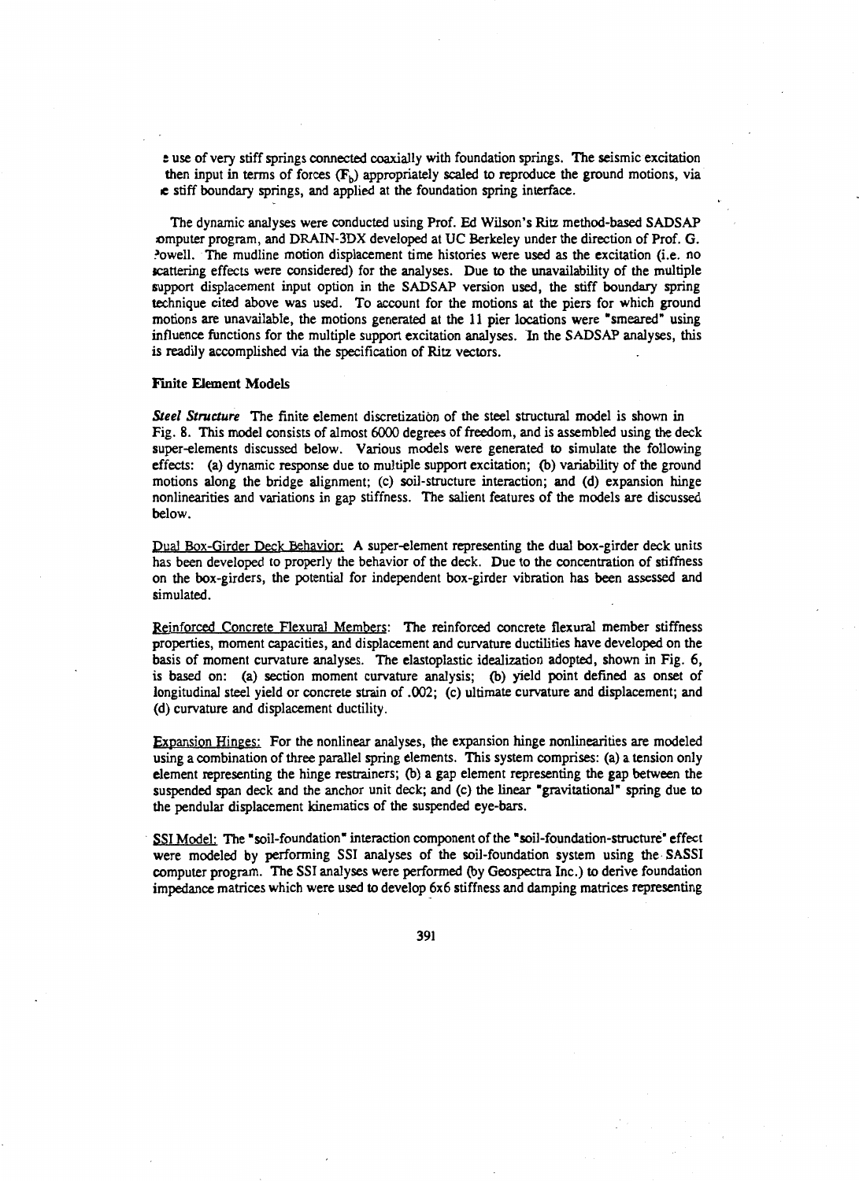e use of very stiff springs connected coaxially with foundation springs. The seismic excitation then input in terms of forces ($F_b$) appropriately scaled to reproduce the ground motions, via e stiff boundary springs, and applied at the foundation spring interface.

The dynamic analyses were conducted using Prof. Ed Wilson's Ritz method-based SADSAP computer program, and DRAIN-3DX developed at UC Berkeley under the direction of Prof. G. Powell. The mudline motion displacement time histories were used as the excitation (i.e. no scattering effects were considered) for the analyses. Due to the unavailability of the multiple support displacement input option in the SADSAP version used, the stiff boundary spring technique cited above was used. To account for the motions at the piers for which ground motions are unavailable, the motions generated at the 11 pier locations were "smeared" using influence functions for the multiple support excitation analyses. In the SADSAP analyses, this is readily accomplished via the specification of Ritz vectors.

### Finite Element Models

***Steel Structure*** The finite element discretization of the steel structural model is shown in Fig. 8. This model consists of almost 6000 degrees of freedom, and is assembled using the deck super-elements discussed below. Various models were generated to simulate the following effects: (a) dynamic response due to multiple support excitation; (b) variability of the ground motions along the bridge alignment; (c) soil-structure interaction; and (d) expansion hinge nonlinearities and variations in gap stiffness. The salient features of the models are discussed below.

Dual Box-Girder Deck Behavior: A super-element representing the dual box-girder deck units has been developed to properly the behavior of the deck. Due to the concentration of stiffness on the box-girders, the potential for independent box-girder vibration has been assessed and simulated.

Reinforced Concrete Flexural Members: The reinforced concrete flexural member stiffness properties, moment capacities, and displacement and curvature ductilities have developed on the basis of moment curvature analyses. The elastoplastic idealization adopted, shown in Fig. 6, is based on: (a) section moment curvature analysis; (b) yield point defined as onset of longitudinal steel yield or concrete strain of .002; (c) ultimate curvature and displacement; and (d) curvature and displacement ductility.

Expansion Hinges: For the nonlinear analyses, the expansion hinge nonlinearities are modeled using a combination of three parallel spring elements. This system comprises: (a) a tension only element representing the hinge restrainers; (b) a gap element representing the gap between the suspended span deck and the anchor unit deck; and (c) the linear "gravitational" spring due to the pendular displacement kinematics of the suspended eye-bars.

SSI Model: The "soil-foundation" interaction component of the "soil-foundation-structure" effect were modeled by performing SSI analyses of the soil-foundation system using the SASSI computer program. The SSI analyses were performed (by Geospectra Inc.) to derive foundation impedance matrices which were used to develop 6x6 stiffness and damping matrices representing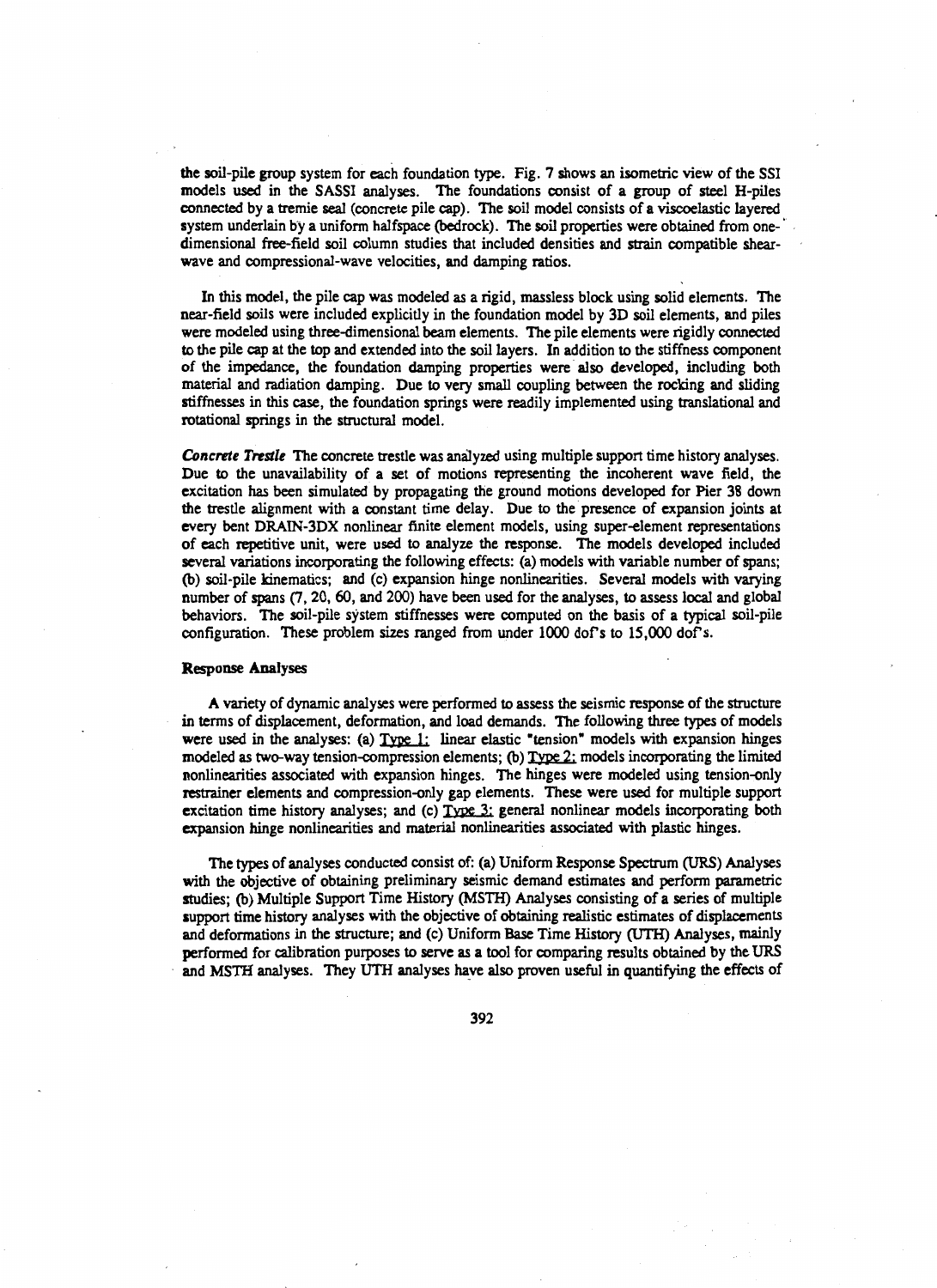the soil-pile group system for each foundation type. Fig. 7 shows an isometric view of the SSI models used in the SASSI analyses. The foundations consist of a group of steel H-piles connected by a tremie seal (concrete pile cap). The soil model consists of a viscoelastic layered system underlain by a uniform halfspace (bedrock). The soil properties were obtained from one-dimensional free-field soil column studies that included densities and strain compatible shear-wave and compressional-wave velocities, and damping ratios.

In this model, the pile cap was modeled as a rigid, massless block using solid elements. The near-field soils were included explicitly in the foundation model by 3D soil elements, and piles were modeled using three-dimensional beam elements. The pile elements were rigidly connected to the pile cap at the top and extended into the soil layers. In addition to the stiffness component of the impedance, the foundation damping properties were also developed, including both material and radiation damping. Due to very small coupling between the rocking and sliding stiffnesses in this case, the foundation springs were readily implemented using translational and rotational springs in the structural model.

***Concrete Trestle*** The concrete trestle was analyzed using multiple support time history analyses. Due to the unavailability of a set of motions representing the incoherent wave field, the excitation has been simulated by propagating the ground motions developed for Pier 38 down the trestle alignment with a constant time delay. Due to the presence of expansion joints at every bent DRAIN-3DX nonlinear finite element models, using super-element representations of each repetitive unit, were used to analyze the response. The models developed included several variations incorporating the following effects: (a) models with variable number of spans; (b) soil-pile kinematics; and (c) expansion hinge nonlinearities. Several models with varying number of spans (7, 20, 60, and 200) have been used for the analyses, to assess local and global behaviors. The soil-pile system stiffnesses were computed on the basis of a typical soil-pile configuration. These problem sizes ranged from under 1000 dof's to 15,000 dof's.

**Response Analyses**

A variety of dynamic analyses were performed to assess the seismic response of the structure in terms of displacement, deformation, and load demands. The following three types of models were used in the analyses: (a) Type 1: linear elastic "tension" models with expansion hinges modeled as two-way tension-compression elements; (b) Type 2: models incorporating the limited nonlinearities associated with expansion hinges. The hinges were modeled using tension-only restrainer elements and compression-only gap elements. These were used for multiple support excitation time history analyses; and (c) Type 3: general nonlinear models incorporating both expansion hinge nonlinearities and material nonlinearities associated with plastic hinges.

The types of analyses conducted consist of: (a) Uniform Response Spectrum (URS) Analyses with the objective of obtaining preliminary seismic demand estimates and perform parametric studies; (b) Multiple Support Time History (MSTH) Analyses consisting of a series of multiple support time history analyses with the objective of obtaining realistic estimates of displacements and deformations in the structure; and (c) Uniform Base Time History (UTH) Analyses, mainly performed for calibration purposes to serve as a tool for comparing results obtained by the URS and MSTH analyses. They UTH analyses have also proven useful in quantifying the effects of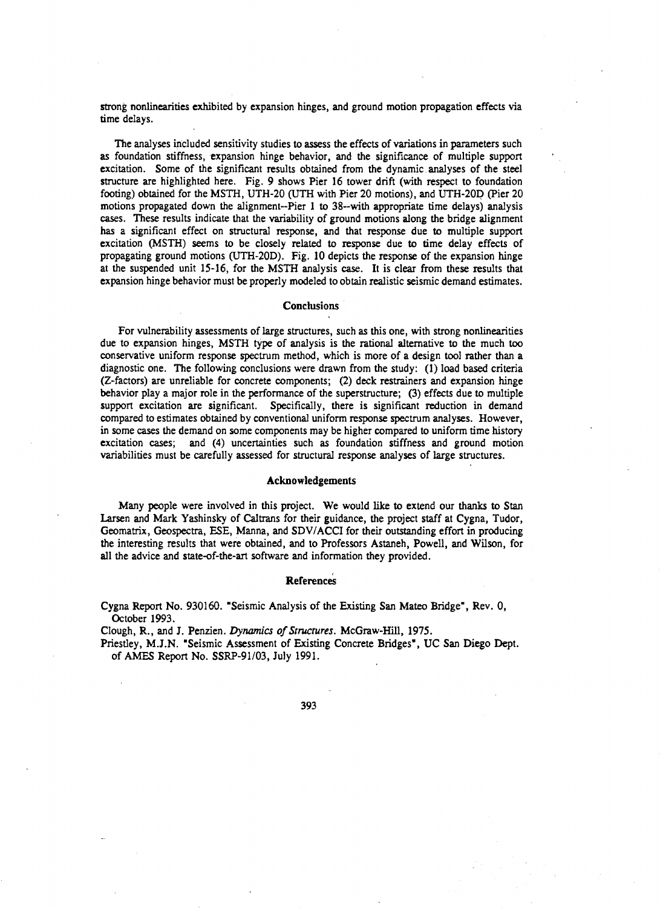strong nonlinearities exhibited by expansion hinges, and ground motion propagation effects via time delays.

The analyses included sensitivity studies to assess the effects of variations in parameters such as foundation stiffness, expansion hinge behavior, and the significance of multiple support excitation. Some of the significant results obtained from the dynamic analyses of the steel structure are highlighted here. Fig. 9 shows Pier 16 tower drift (with respect to foundation footing) obtained for the MSTH, UTH-20 (UTH with Pier 20 motions), and UTH-20D (Pier 20 motions propagated down the alignment--Pier 1 to 38--with appropriate time delays) analysis cases. These results indicate that the variability of ground motions along the bridge alignment has a significant effect on structural response, and that response due to multiple support excitation (MSTH) seems to be closely related to response due to time delay effects of propagating ground motions (UTH-20D). Fig. 10 depicts the response of the expansion hinge at the suspended unit 15-16, for the MSTH analysis case. It is clear from these results that expansion hinge behavior must be properly modeled to obtain realistic seismic demand estimates.

## Conclusions

For vulnerability assessments of large structures, such as this one, with strong nonlinearities due to expansion hinges, MSTH type of analysis is the rational alternative to the much too conservative uniform response spectrum method, which is more of a design tool rather than a diagnostic one. The following conclusions were drawn from the study: (1) load based criteria (Z-factors) are unreliable for concrete components; (2) deck restrainers and expansion hinge behavior play a major role in the performance of the superstructure; (3) effects due to multiple support excitation are significant. Specifically, there is significant reduction in demand compared to estimates obtained by conventional uniform response spectrum analyses. However, in some cases the demand on some components may be higher compared to uniform time history excitation cases; and (4) uncertainties such as foundation stiffness and ground motion variabilities must be carefully assessed for structural response analyses of large structures.

## Acknowledgements

Many people were involved in this project. We would like to extend our thanks to Stan Larsen and Mark Yashinsky of Caltrans for their guidance, the project staff at Cygna, Tudor, Geomatrix, Geospectra, ESE, Manna, and SDV/ACCI for their outstanding effort in producing the interesting results that were obtained, and to Professors Astaneh, Powell, and Wilson, for all the advice and state-of-the-art software and information they provided.

## References

Cygna Report No. 930160. "Seismic Analysis of the Existing San Mateo Bridge", Rev. 0, October 1993.

Clough, R., and J. Penzien. *Dynamics of Structures*. McGraw-Hill, 1975.

Priestley, M.J.N. "Seismic Assessment of Existing Concrete Bridges", UC San Diego Dept. of AMES Report No. SSRP-91/03, July 1991.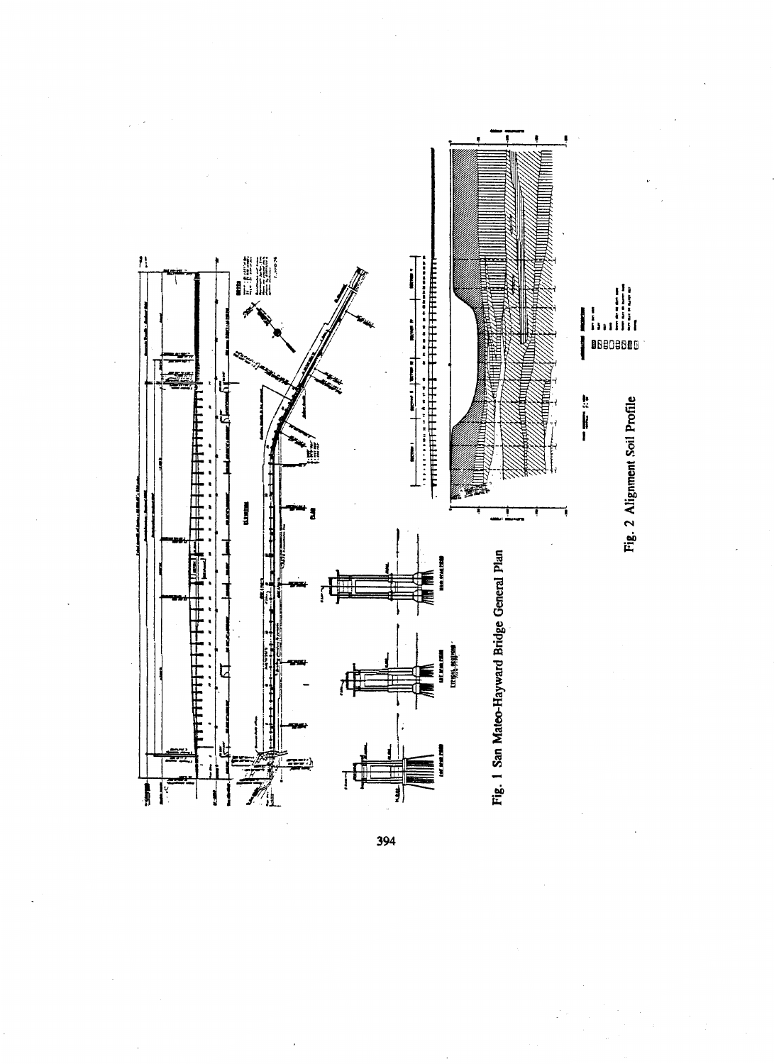Fig. 1 San Mateo-Hayward Bridge General Plan

Fig. 2 Alignment Soil Profile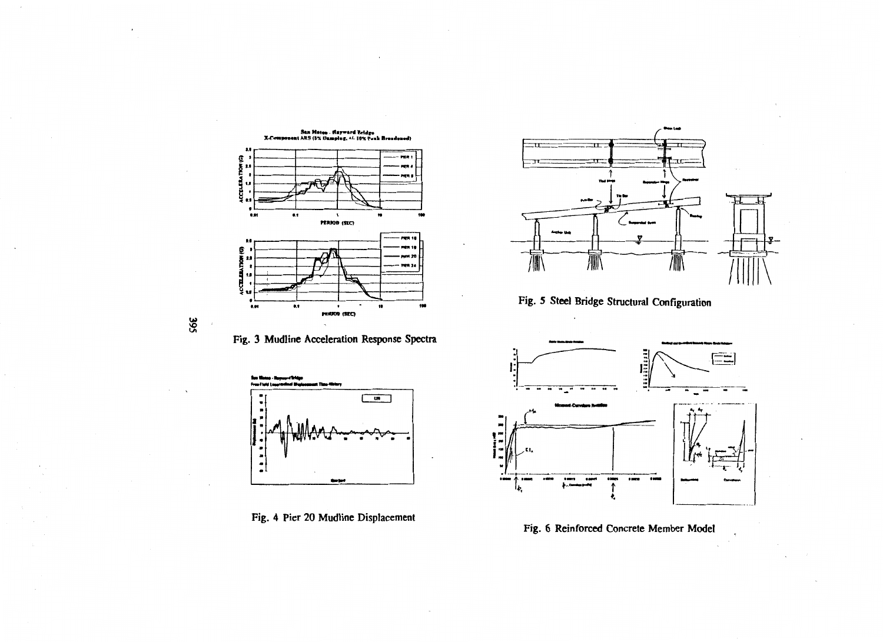Fig. 3 Mudline Acceleration Response Spectra

Fig. 4 Pier 20 Mudline Displacement

Fig. 5 Steel Bridge Structural Configuration

Fig. 6 Reinforced Concrete Member Model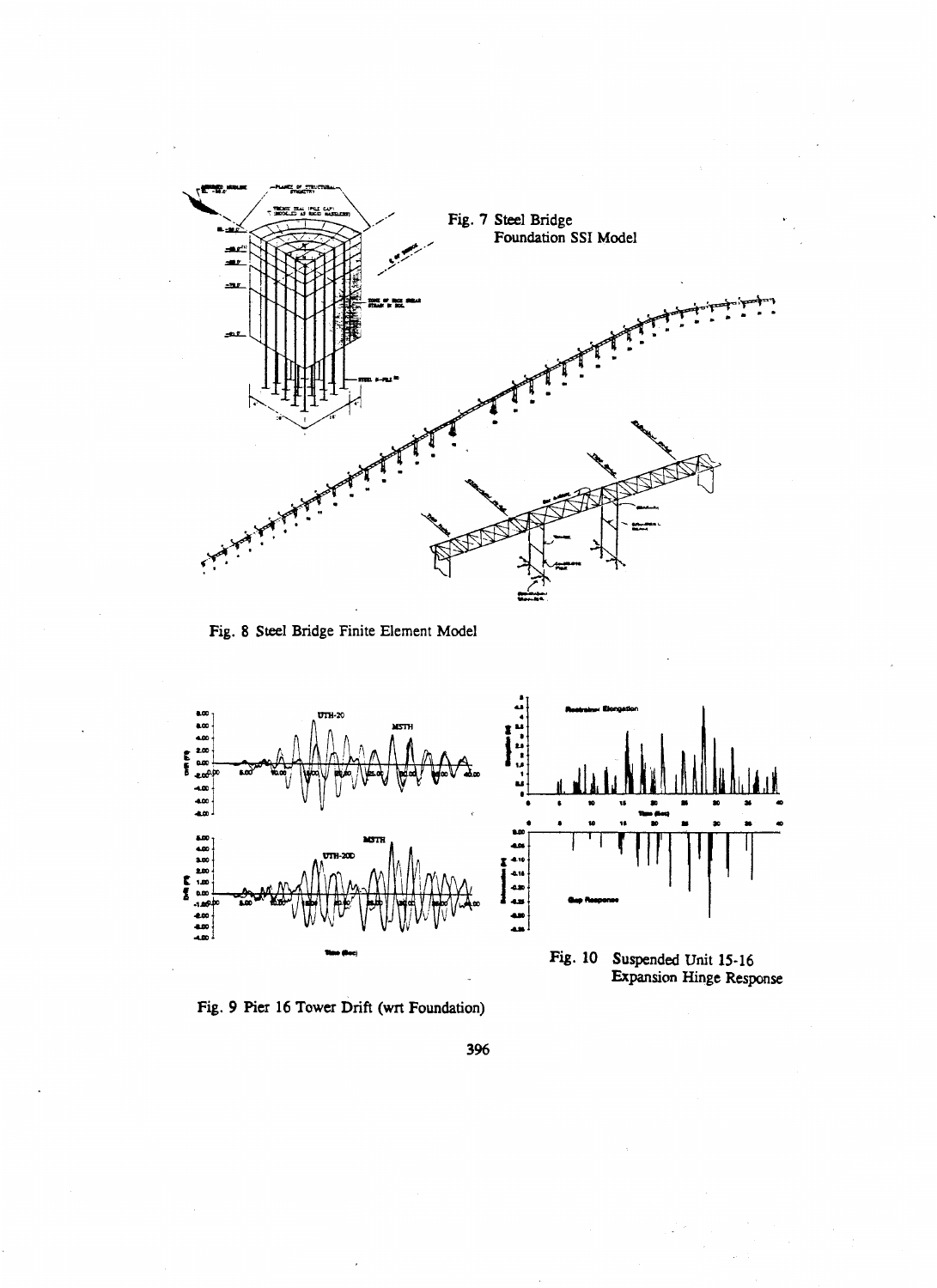Fig. 7 Steel Bridge Foundation SSI Model

Fig. 8 Steel Bridge Finite Element Model

Fig. 9 Pier 16 Tower Drift (wrt Foundation)

Fig. 10 Suspended Unit 15-16 Expansion Hinge Response